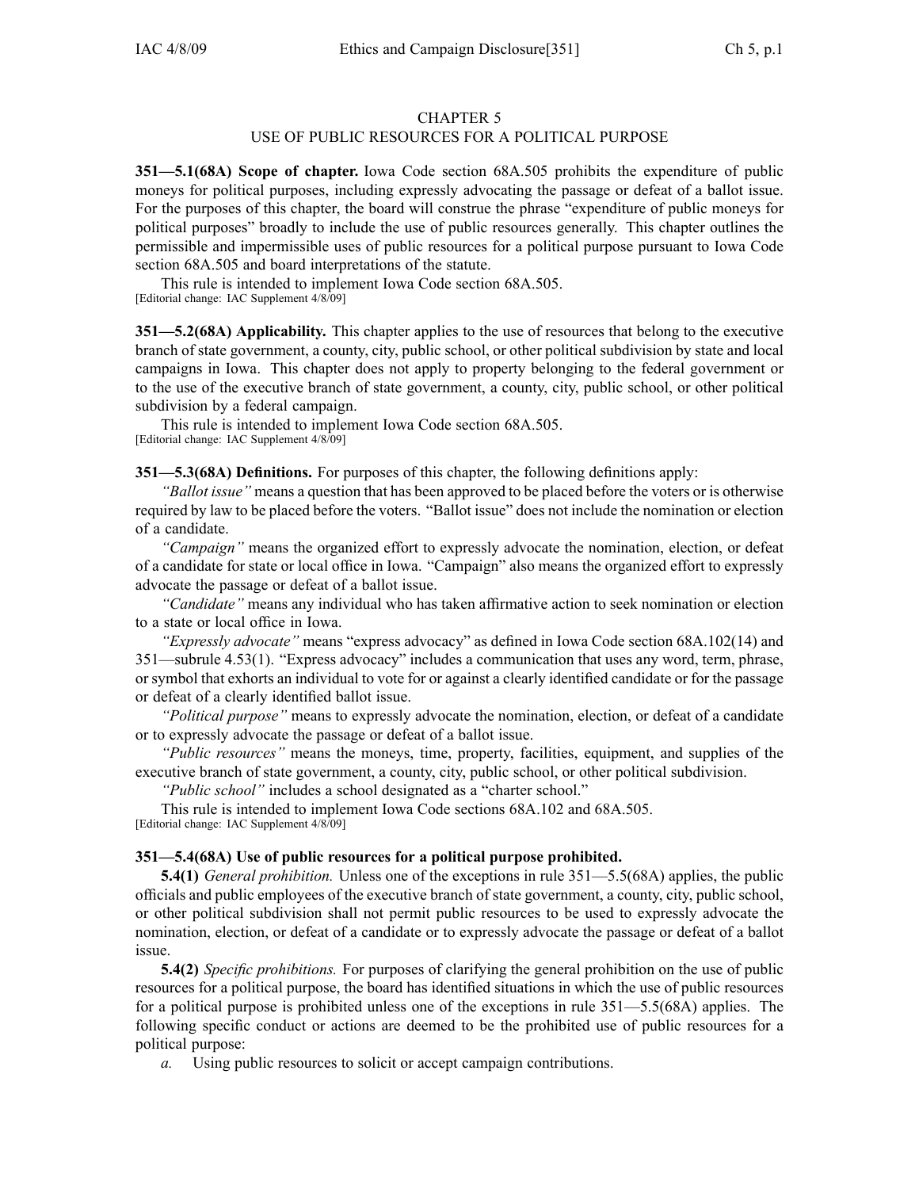# CHAPTER 5
## USE OF PUBLIC RESOURCES FOR A POLITICAL PURPOSE

**351—5.1(68A) Scope of chapter.** Iowa Code section 68A.505 prohibits the expenditure of public moneys for political purposes, including expressly advocating the passage or defeat of a ballot issue. For the purposes of this chapter, the board will construe the phrase "expenditure of public moneys for political purposes" broadly to include the use of public resources generally. This chapter outlines the permissible and impermissible uses of public resources for a political purpose pursuant to Iowa Code section 68A.505 and board interpretations of the statute.

This rule is intended to implement Iowa Code section 68A.505.
[Editorial change: IAC Supplement 4/8/09]

**351—5.2(68A) Applicability.** This chapter applies to the use of resources that belong to the executive branch of state government, a county, city, public school, or other political subdivision by state and local campaigns in Iowa. This chapter does not apply to property belonging to the federal government or to the use of the executive branch of state government, a county, city, public school, or other political subdivision by a federal campaign.

This rule is intended to implement Iowa Code section 68A.505.
[Editorial change: IAC Supplement 4/8/09]

**351—5.3(68A) Definitions.** For purposes of this chapter, the following definitions apply:

*"Ballot issue"* means a question that has been approved to be placed before the voters or is otherwise required by law to be placed before the voters. "Ballot issue" does not include the nomination or election of a candidate.

*"Campaign"* means the organized effort to expressly advocate the nomination, election, or defeat of a candidate for state or local office in Iowa. "Campaign" also means the organized effort to expressly advocate the passage or defeat of a ballot issue.

*"Candidate"* means any individual who has taken affirmative action to seek nomination or election to a state or local office in Iowa.

*"Expressly advocate"* means "express advocacy" as defined in Iowa Code section 68A.102(14) and 351—subrule 4.53(1). "Express advocacy" includes a communication that uses any word, term, phrase, or symbol that exhorts an individual to vote for or against a clearly identified candidate or for the passage or defeat of a clearly identified ballot issue.

*"Political purpose"* means to expressly advocate the nomination, election, or defeat of a candidate or to expressly advocate the passage or defeat of a ballot issue.

*"Public resources"* means the moneys, time, property, facilities, equipment, and supplies of the executive branch of state government, a county, city, public school, or other political subdivision.

*"Public school"* includes a school designated as a "charter school."

This rule is intended to implement Iowa Code sections 68A.102 and 68A.505.
[Editorial change: IAC Supplement 4/8/09]

**351—5.4(68A) Use of public resources for a political purpose prohibited.**

**5.4(1)** *General prohibition.* Unless one of the exceptions in rule 351—5.5(68A) applies, the public officials and public employees of the executive branch of state government, a county, city, public school, or other political subdivision shall not permit public resources to be used to expressly advocate the nomination, election, or defeat of a candidate or to expressly advocate the passage or defeat of a ballot issue.

**5.4(2)** *Specific prohibitions.* For purposes of clarifying the general prohibition on the use of public resources for a political purpose, the board has identified situations in which the use of public resources for a political purpose is prohibited unless one of the exceptions in rule 351—5.5(68A) applies. The following specific conduct or actions are deemed to be the prohibited use of public resources for a political purpose:

*a.* Using public resources to solicit or accept campaign contributions.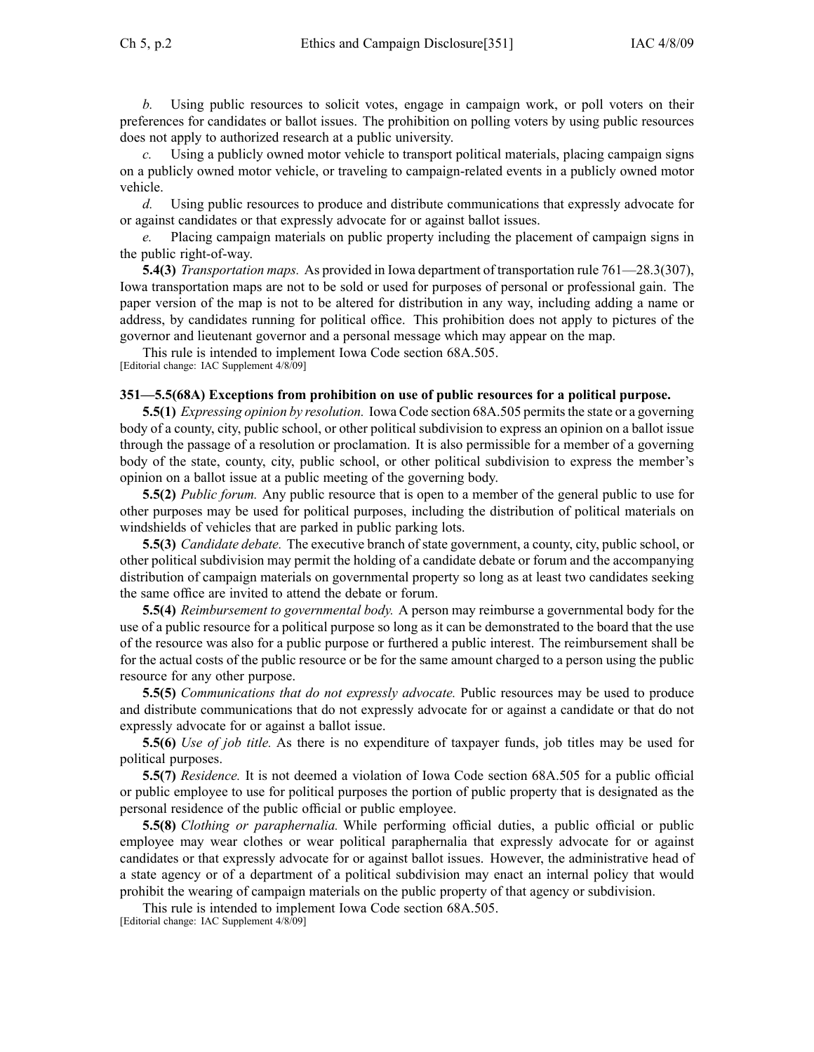*b.* Using public resources to solicit votes, engage in campaign work, or poll voters on their preferences for candidates or ballot issues. The prohibition on polling voters by using public resources does not apply to authorized research at a public university.

*c.* Using a publicly owned motor vehicle to transport political materials, placing campaign signs on a publicly owned motor vehicle, or traveling to campaign-related events in a publicly owned motor vehicle.

*d.* Using public resources to produce and distribute communications that expressly advocate for or against candidates or that expressly advocate for or against ballot issues.

*e.* Placing campaign materials on public property including the placement of campaign signs in the public right-of-way.

**5.4(3)** *Transportation maps.* As provided in Iowa department of transportation rule 761—28.3(307), Iowa transportation maps are not to be sold or used for purposes of personal or professional gain. The paper version of the map is not to be altered for distribution in any way, including adding a name or address, by candidates running for political office. This prohibition does not apply to pictures of the governor and lieutenant governor and a personal message which may appear on the map.

This rule is intended to implement Iowa Code section 68A.505.
[Editorial change: IAC Supplement 4/8/09]

**351—5.5(68A) Exceptions from prohibition on use of public resources for a political purpose.**

**5.5(1)** *Expressing opinion by resolution.* Iowa Code section 68A.505 permits the state or a governing body of a county, city, public school, or other political subdivision to express an opinion on a ballot issue through the passage of a resolution or proclamation. It is also permissible for a member of a governing body of the state, county, city, public school, or other political subdivision to express the member's opinion on a ballot issue at a public meeting of the governing body.

**5.5(2)** *Public forum.* Any public resource that is open to a member of the general public to use for other purposes may be used for political purposes, including the distribution of political materials on windshields of vehicles that are parked in public parking lots.

**5.5(3)** *Candidate debate.* The executive branch of state government, a county, city, public school, or other political subdivision may permit the holding of a candidate debate or forum and the accompanying distribution of campaign materials on governmental property so long as at least two candidates seeking the same office are invited to attend the debate or forum.

**5.5(4)** *Reimbursement to governmental body.* A person may reimburse a governmental body for the use of a public resource for a political purpose so long as it can be demonstrated to the board that the use of the resource was also for a public purpose or furthered a public interest. The reimbursement shall be for the actual costs of the public resource or be for the same amount charged to a person using the public resource for any other purpose.

**5.5(5)** *Communications that do not expressly advocate.* Public resources may be used to produce and distribute communications that do not expressly advocate for or against a candidate or that do not expressly advocate for or against a ballot issue.

**5.5(6)** *Use of job title.* As there is no expenditure of taxpayer funds, job titles may be used for political purposes.

**5.5(7)** *Residence.* It is not deemed a violation of Iowa Code section 68A.505 for a public official or public employee to use for political purposes the portion of public property that is designated as the personal residence of the public official or public employee.

**5.5(8)** *Clothing or paraphernalia.* While performing official duties, a public official or public employee may wear clothes or wear political paraphernalia that expressly advocate for or against candidates or that expressly advocate for or against ballot issues. However, the administrative head of a state agency or of a department of a political subdivision may enact an internal policy that would prohibit the wearing of campaign materials on the public property of that agency or subdivision.

This rule is intended to implement Iowa Code section 68A.505.
[Editorial change: IAC Supplement 4/8/09]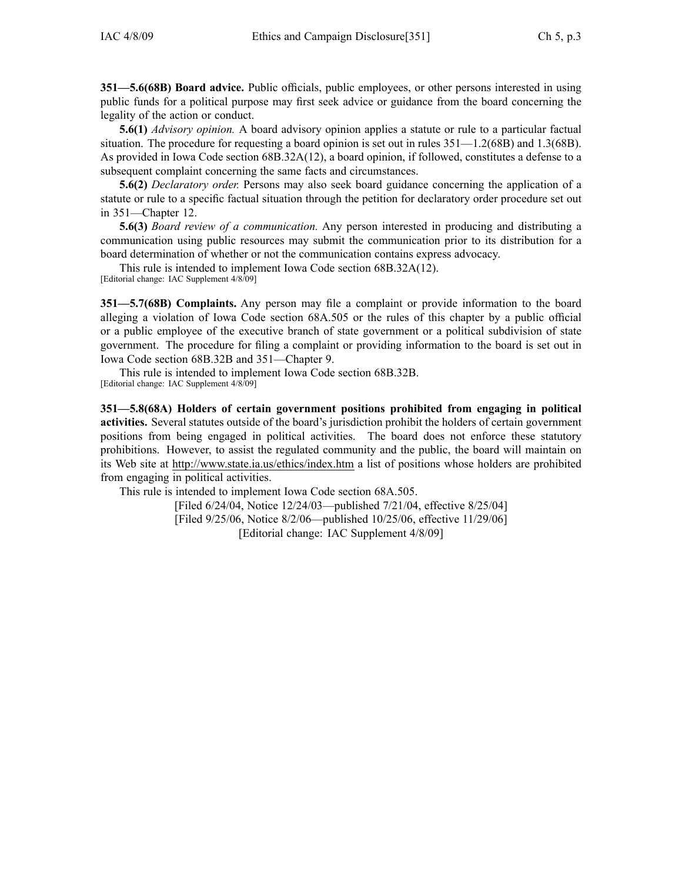**351—5.6(68B) Board advice.** Public officials, public employees, or other persons interested in using public funds for a political purpose may first seek advice or guidance from the board concerning the legality of the action or conduct.

**5.6(1)** *Advisory opinion.* A board advisory opinion applies a statute or rule to a particular factual situation. The procedure for requesting a board opinion is set out in rules 351—1.2(68B) and 1.3(68B). As provided in Iowa Code section 68B.32A(12), a board opinion, if followed, constitutes a defense to a subsequent complaint concerning the same facts and circumstances.

**5.6(2)** *Declaratory order.* Persons may also seek board guidance concerning the application of a statute or rule to a specific factual situation through the petition for declaratory order procedure set out in 351—Chapter 12.

**5.6(3)** *Board review of a communication.* Any person interested in producing and distributing a communication using public resources may submit the communication prior to its distribution for a board determination of whether or not the communication contains express advocacy.

This rule is intended to implement Iowa Code section 68B.32A(12).
[Editorial change: IAC Supplement 4/8/09]

**351—5.7(68B) Complaints.** Any person may file a complaint or provide information to the board alleging a violation of Iowa Code section 68A.505 or the rules of this chapter by a public official or a public employee of the executive branch of state government or a political subdivision of state government. The procedure for filing a complaint or providing information to the board is set out in Iowa Code section 68B.32B and 351—Chapter 9.

This rule is intended to implement Iowa Code section 68B.32B.
[Editorial change: IAC Supplement 4/8/09]

**351—5.8(68A) Holders of certain government positions prohibited from engaging in political activities.** Several statutes outside of the board's jurisdiction prohibit the holders of certain government positions from being engaged in political activities. The board does not enforce these statutory prohibitions. However, to assist the regulated community and the public, the board will maintain on its Web site at http://www.state.ia.us/ethics/index.htm a list of positions whose holders are prohibited from engaging in political activities.

This rule is intended to implement Iowa Code section 68A.505.

[Filed 6/24/04, Notice 12/24/03—published 7/21/04, effective 8/25/04]
[Filed 9/25/06, Notice 8/2/06—published 10/25/06, effective 11/29/06]
[Editorial change: IAC Supplement 4/8/09]